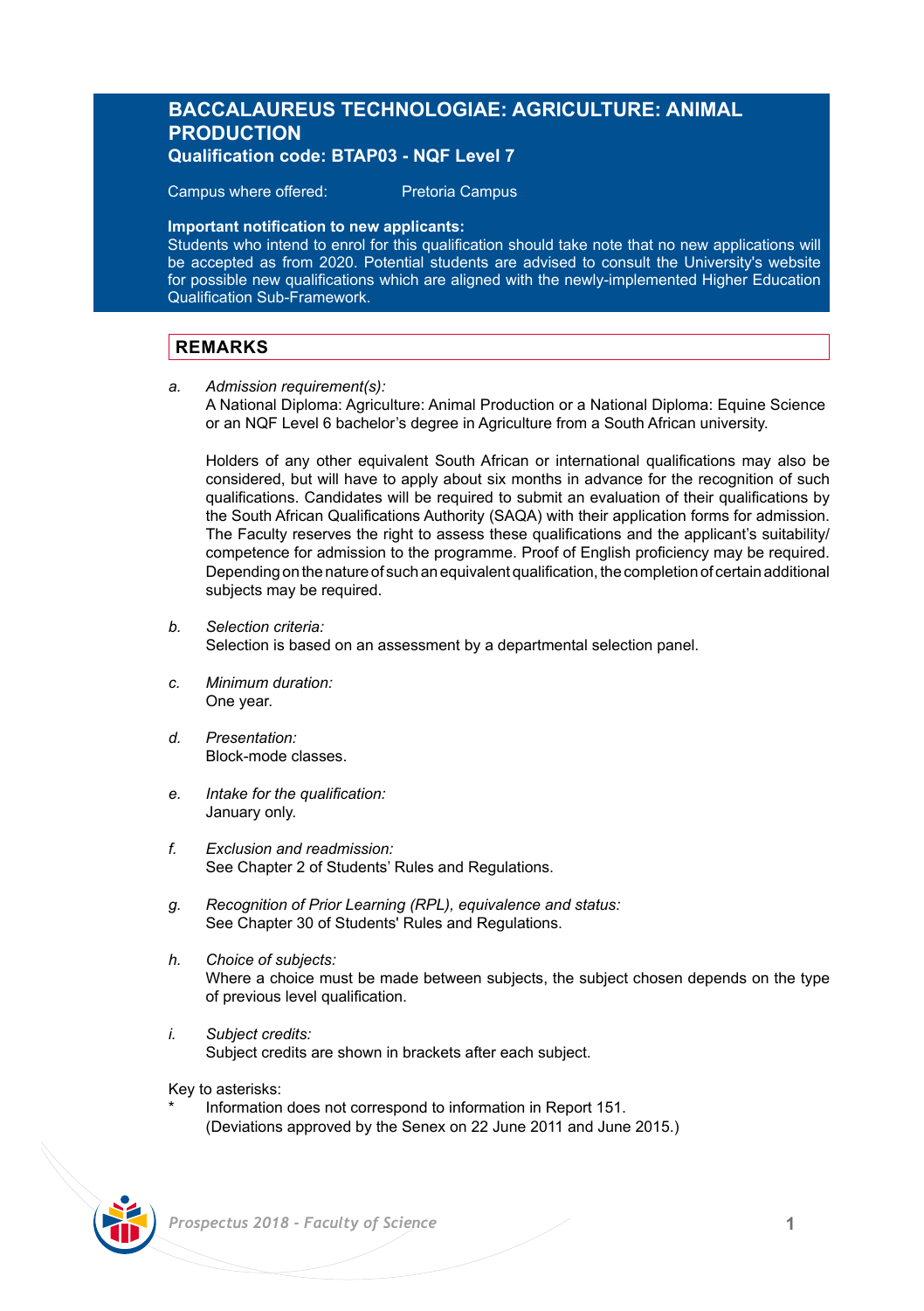# BACCALAUREUS TECHNOLOGIAE: AGRICULTURE: ANIMAL PRODUCTION

### Qualification code: BTAP03 - NQF Level 7

Campus where offered: Pretoria Campus

**Important notification to new applicants:**
Students who intend to enrol for this qualification should take note that no new applications will be accepted as from 2020. Potential students are advised to consult the University's website for possible new qualifications which are aligned with the newly-implemented Higher Education Qualification Sub-Framework.

## REMARKS

a. *Admission requirement(s):*
A National Diploma: Agriculture: Animal Production or a National Diploma: Equine Science or an NQF Level 6 bachelor's degree in Agriculture from a South African university.

Holders of any other equivalent South African or international qualifications may also be considered, but will have to apply about six months in advance for the recognition of such qualifications. Candidates will be required to submit an evaluation of their qualifications by the South African Qualifications Authority (SAQA) with their application forms for admission. The Faculty reserves the right to assess these qualifications and the applicant's suitability/competence for admission to the programme. Proof of English proficiency may be required. Depending on the nature of such an equivalent qualification, the completion of certain additional subjects may be required.

b. *Selection criteria:*
Selection is based on an assessment by a departmental selection panel.

c. *Minimum duration:*
One year.

d. *Presentation:*
Block-mode classes.

e. *Intake for the qualification:*
January only.

f. *Exclusion and readmission:*
See Chapter 2 of Students' Rules and Regulations.

g. *Recognition of Prior Learning (RPL), equivalence and status:*
See Chapter 30 of Students' Rules and Regulations.

h. *Choice of subjects:*
Where a choice must be made between subjects, the subject chosen depends on the type of previous level qualification.

i. *Subject credits:*
Subject credits are shown in brackets after each subject.

Key to asterisks:
\* Information does not correspond to information in Report 151.
(Deviations approved by the Senex on 22 June 2011 and June 2015.)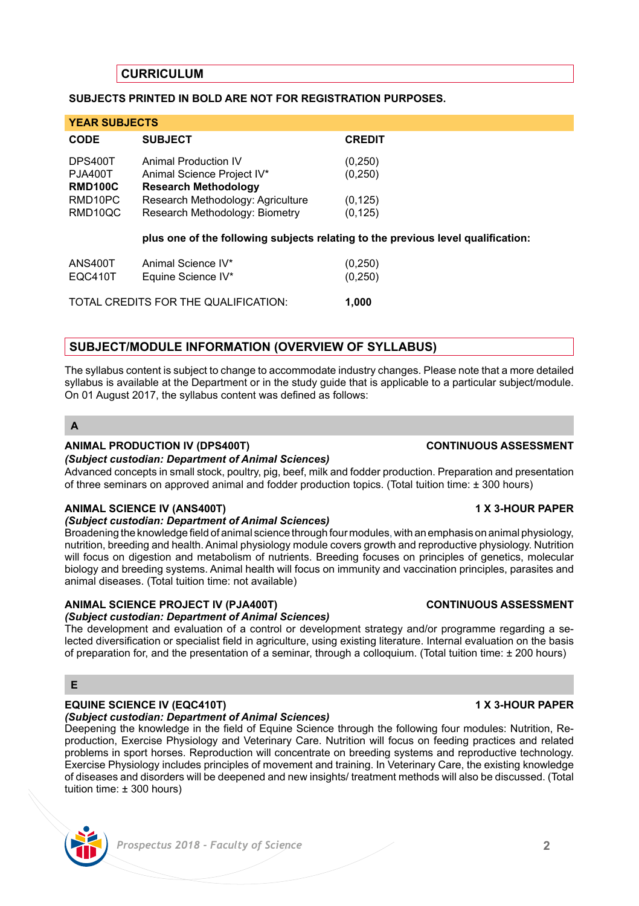## CURRICULUM

**SUBJECTS PRINTED IN BOLD ARE NOT FOR REGISTRATION PURPOSES.**

| YEAR SUBJECTS | | |
|---|---|---|
| **CODE** | **SUBJECT** | **CREDIT** |
| DPS400T | Animal Production IV | (0,250) |
| PJA400T | Animal Science Project IV* | (0,250) |
| **RMD100C** | **Research Methodology** | |
| RMD10PC | Research Methodology: Agriculture | (0,125) |
| RMD10QC | Research Methodology: Biometry | (0,125) |
| | **plus one of the following subjects relating to the previous level qualification:** | |
| ANS400T | Animal Science IV* | (0,250) |
| EQC410T | Equine Science IV* | (0,250) |
| TOTAL CREDITS FOR THE QUALIFICATION: | | **1,000** |

## SUBJECT/MODULE INFORMATION (OVERVIEW OF SYLLABUS)

The syllabus content is subject to change to accommodate industry changes. Please note that a more detailed syllabus is available at the Department or in the study guide that is applicable to a particular subject/module. On 01 August 2017, the syllabus content was defined as follows:

### A

**ANIMAL PRODUCTION IV (DPS400T) — CONTINUOUS ASSESSMENT**

***(Subject custodian: Department of Animal Sciences)***

Advanced concepts in small stock, poultry, pig, beef, milk and fodder production. Preparation and presentation of three seminars on approved animal and fodder production topics. (Total tuition time: ± 300 hours)

**ANIMAL SCIENCE IV (ANS400T) — 1 X 3-HOUR PAPER**

***(Subject custodian: Department of Animal Sciences)***

Broadening the knowledge field of animal science through four modules, with an emphasis on animal physiology, nutrition, breeding and health. Animal physiology module covers growth and reproductive physiology. Nutrition will focus on digestion and metabolism of nutrients. Breeding focuses on principles of genetics, molecular biology and breeding systems. Animal health will focus on immunity and vaccination principles, parasites and animal diseases. (Total tuition time: not available)

**ANIMAL SCIENCE PROJECT IV (PJA400T) — CONTINUOUS ASSESSMENT**

***(Subject custodian: Department of Animal Sciences)***

The development and evaluation of a control or development strategy and/or programme regarding a selected diversification or specialist field in agriculture, using existing literature. Internal evaluation on the basis of preparation for, and the presentation of a seminar, through a colloquium. (Total tuition time: ± 200 hours)

### E

**EQUINE SCIENCE IV (EQC410T) — 1 X 3-HOUR PAPER**

***(Subject custodian: Department of Animal Sciences)***

Deepening the knowledge in the field of Equine Science through the following four modules: Nutrition, Reproduction, Exercise Physiology and Veterinary Care. Nutrition will focus on feeding practices and related problems in sport horses. Reproduction will concentrate on breeding systems and reproductive technology. Exercise Physiology includes principles of movement and training. In Veterinary Care, the existing knowledge of diseases and disorders will be deepened and new insights/ treatment methods will also be discussed. (Total tuition time: ± 300 hours)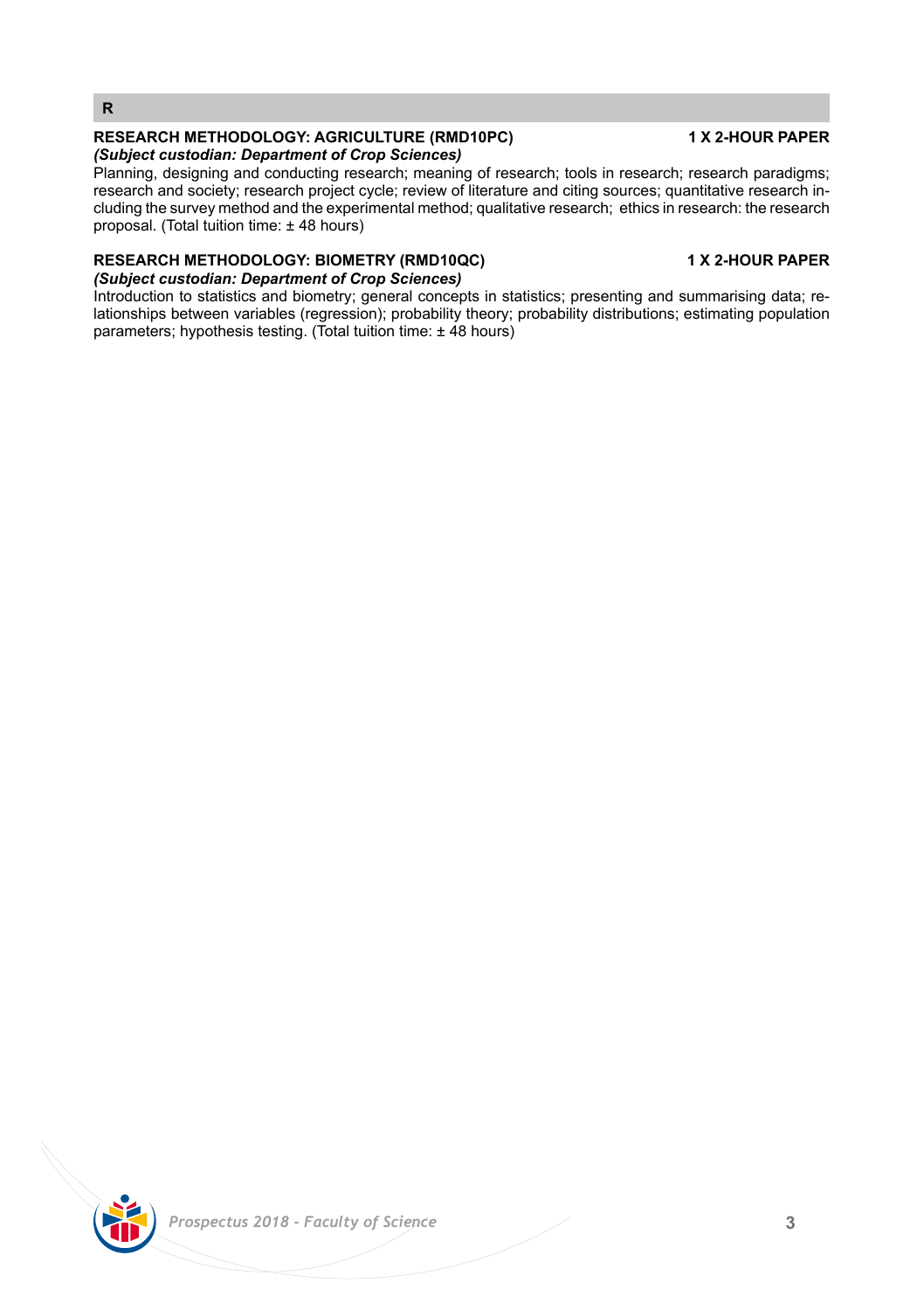## R

**RESEARCH METHODOLOGY: AGRICULTURE (RMD10PC)** **1 X 2-HOUR PAPER**
***(Subject custodian: Department of Crop Sciences)***

Planning, designing and conducting research; meaning of research; tools in research; research paradigms; research and society; research project cycle; review of literature and citing sources; quantitative research including the survey method and the experimental method; qualitative research; ethics in research: the research proposal. (Total tuition time: ± 48 hours)

**RESEARCH METHODOLOGY: BIOMETRY (RMD10QC)** **1 X 2-HOUR PAPER**
***(Subject custodian: Department of Crop Sciences)***

Introduction to statistics and biometry; general concepts in statistics; presenting and summarising data; relationships between variables (regression); probability theory; probability distributions; estimating population parameters; hypothesis testing. (Total tuition time: ± 48 hours)